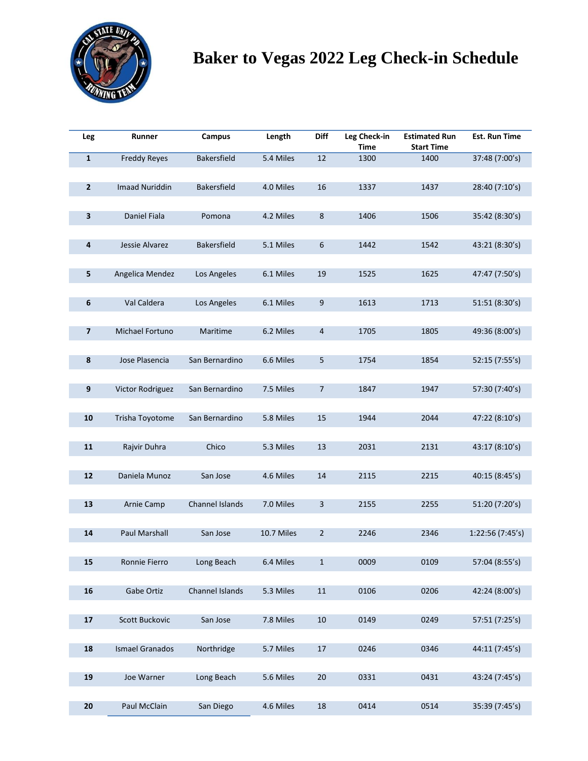# Baker to Vegas 2022 Leg Check-in Schedule

| Leg | Runner | Campus | Length | Diff | Leg Check-in Time | Estimated Run Start Time | Est. Run Time |
|---|---|---|---|---|---|---|---|
| 1 | Freddy Reyes | Bakersfield | 5.4 Miles | 12 | 1300 | 1400 | 37:48 (7:00's) |
| 2 | Imaad Nuriddin | Bakersfield | 4.0 Miles | 16 | 1337 | 1437 | 28:40 (7:10's) |
| 3 | Daniel Fiala | Pomona | 4.2 Miles | 8 | 1406 | 1506 | 35:42 (8:30's) |
| 4 | Jessie Alvarez | Bakersfield | 5.1 Miles | 6 | 1442 | 1542 | 43:21 (8:30's) |
| 5 | Angelica Mendez | Los Angeles | 6.1 Miles | 19 | 1525 | 1625 | 47:47 (7:50's) |
| 6 | Val Caldera | Los Angeles | 6.1 Miles | 9 | 1613 | 1713 | 51:51 (8:30's) |
| 7 | Michael Fortuno | Maritime | 6.2 Miles | 4 | 1705 | 1805 | 49:36 (8:00's) |
| 8 | Jose Plasencia | San Bernardino | 6.6 Miles | 5 | 1754 | 1854 | 52:15 (7:55's) |
| 9 | Victor Rodriguez | San Bernardino | 7.5 Miles | 7 | 1847 | 1947 | 57:30 (7:40's) |
| 10 | Trisha Toyotome | San Bernardino | 5.8 Miles | 15 | 1944 | 2044 | 47:22 (8:10's) |
| 11 | Rajvir Duhra | Chico | 5.3 Miles | 13 | 2031 | 2131 | 43:17 (8:10's) |
| 12 | Daniela Munoz | San Jose | 4.6 Miles | 14 | 2115 | 2215 | 40:15 (8:45's) |
| 13 | Arnie Camp | Channel Islands | 7.0 Miles | 3 | 2155 | 2255 | 51:20 (7:20's) |
| 14 | Paul Marshall | San Jose | 10.7 Miles | 2 | 2246 | 2346 | 1:22:56 (7:45's) |
| 15 | Ronnie Fierro | Long Beach | 6.4 Miles | 1 | 0009 | 0109 | 57:04 (8:55's) |
| 16 | Gabe Ortiz | Channel Islands | 5.3 Miles | 11 | 0106 | 0206 | 42:24 (8:00's) |
| 17 | Scott Buckovic | San Jose | 7.8 Miles | 10 | 0149 | 0249 | 57:51 (7:25's) |
| 18 | Ismael Granados | Northridge | 5.7 Miles | 17 | 0246 | 0346 | 44:11 (7:45's) |
| 19 | Joe Warner | Long Beach | 5.6 Miles | 20 | 0331 | 0431 | 43:24 (7:45's) |
| 20 | Paul McClain | San Diego | 4.6 Miles | 18 | 0414 | 0514 | 35:39 (7:45's) |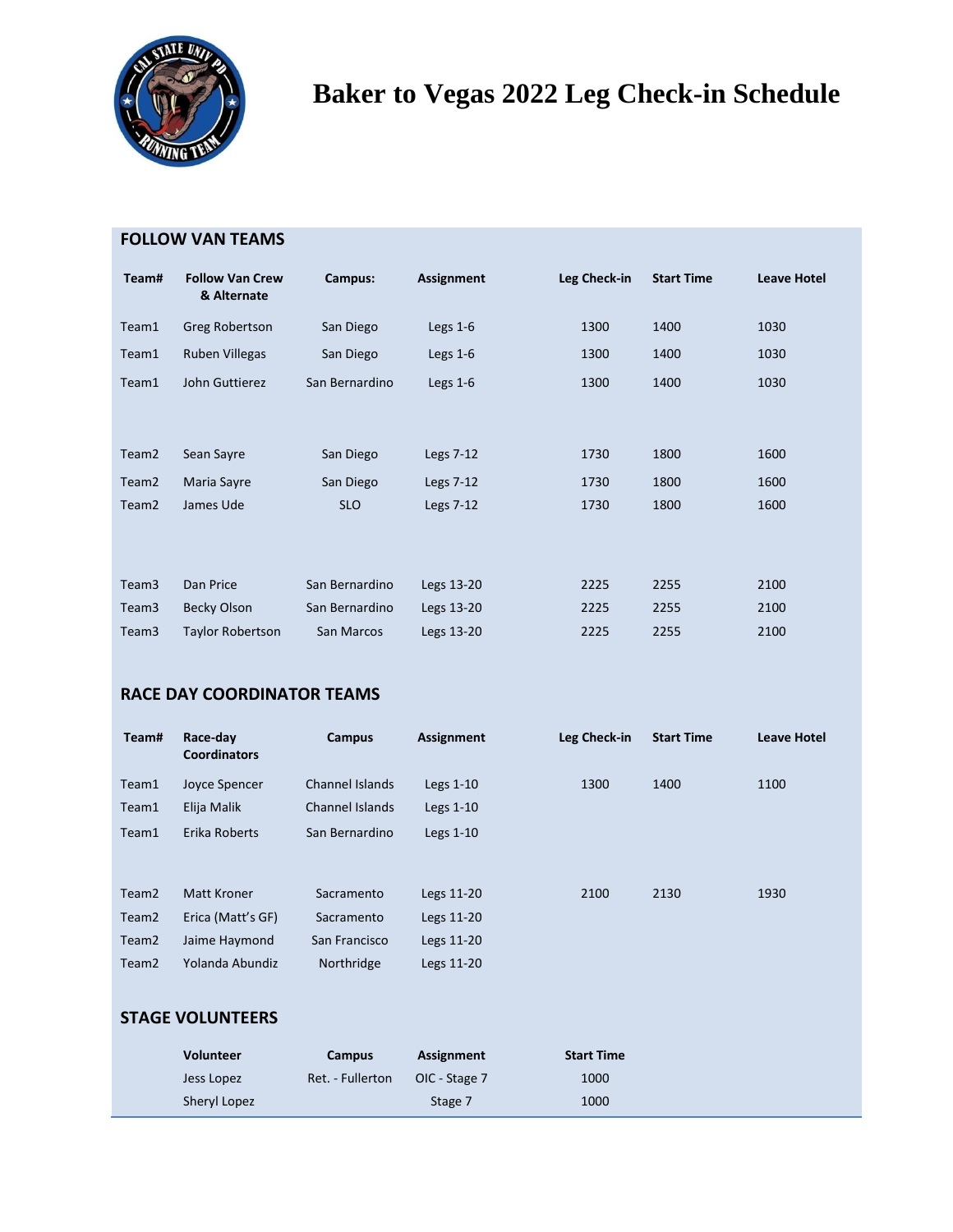# Baker to Vegas 2022 Leg Check-in Schedule

## FOLLOW VAN TEAMS

| Team# | Follow Van Crew & Alternate | Campus: | Assignment | Leg Check-in | Start Time | Leave Hotel |
|---|---|---|---|---|---|---|
| Team1 | Greg Robertson | San Diego | Legs 1-6 | 1300 | 1400 | 1030 |
| Team1 | Ruben Villegas | San Diego | Legs 1-6 | 1300 | 1400 | 1030 |
| Team1 | John Guttierez | San Bernardino | Legs 1-6 | 1300 | 1400 | 1030 |
| Team2 | Sean Sayre | San Diego | Legs 7-12 | 1730 | 1800 | 1600 |
| Team2 | Maria Sayre | San Diego | Legs 7-12 | 1730 | 1800 | 1600 |
| Team2 | James Ude | SLO | Legs 7-12 | 1730 | 1800 | 1600 |
| Team3 | Dan Price | San Bernardino | Legs 13-20 | 2225 | 2255 | 2100 |
| Team3 | Becky Olson | San Bernardino | Legs 13-20 | 2225 | 2255 | 2100 |
| Team3 | Taylor Robertson | San Marcos | Legs 13-20 | 2225 | 2255 | 2100 |

## RACE DAY COORDINATOR TEAMS

| Team# | Race-day Coordinators | Campus | Assignment | Leg Check-in | Start Time | Leave Hotel |
|---|---|---|---|---|---|---|
| Team1 | Joyce Spencer | Channel Islands | Legs 1-10 | 1300 | 1400 | 1100 |
| Team1 | Elija Malik | Channel Islands | Legs 1-10 | | | |
| Team1 | Erika Roberts | San Bernardino | Legs 1-10 | | | |
| Team2 | Matt Kroner | Sacramento | Legs 11-20 | 2100 | 2130 | 1930 |
| Team2 | Erica (Matt's GF) | Sacramento | Legs 11-20 | | | |
| Team2 | Jaime Haymond | San Francisco | Legs 11-20 | | | |
| Team2 | Yolanda Abundiz | Northridge | Legs 11-20 | | | |

## STAGE VOLUNTEERS

| Volunteer | Campus | Assignment | Start Time |
|---|---|---|---|
| Jess Lopez | Ret. - Fullerton | OIC - Stage 7 | 1000 |
| Sheryl Lopez | | Stage 7 | 1000 |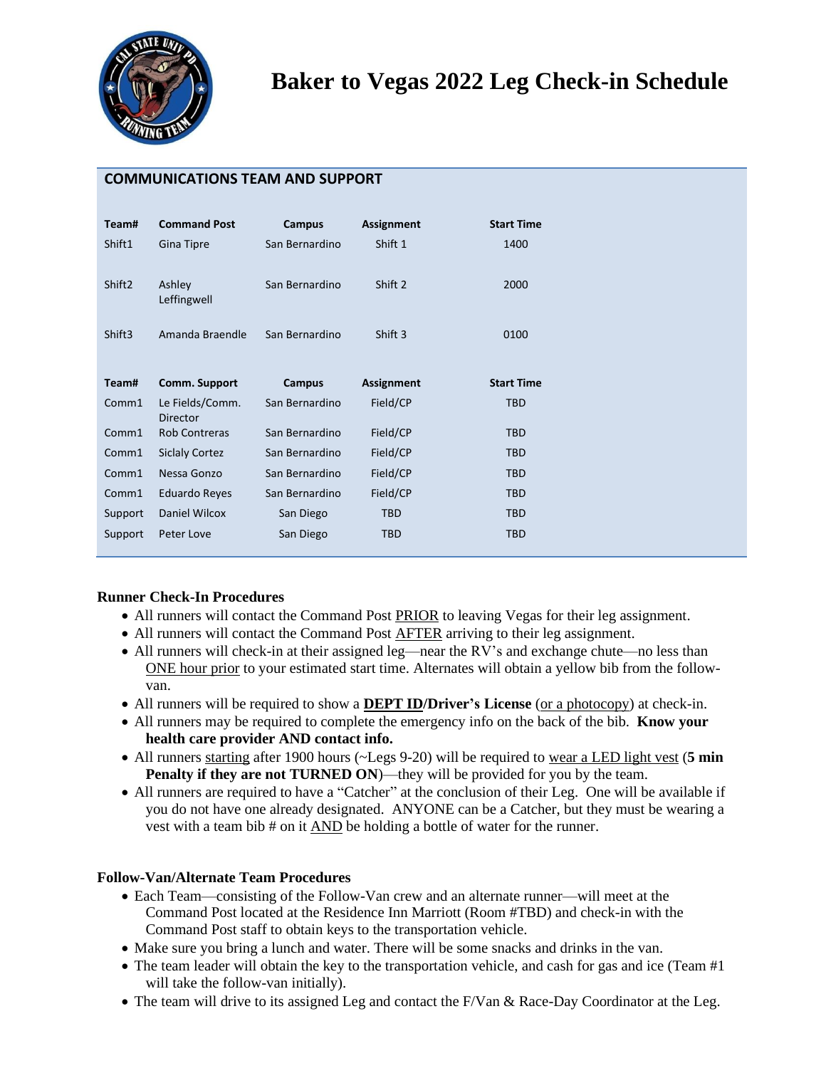# Baker to Vegas 2022 Leg Check-in Schedule

## COMMUNICATIONS TEAM AND SUPPORT

| Team# | Command Post | Campus | Assignment | Start Time |
|---|---|---|---|---|
| Shift1 | Gina Tipre | San Bernardino | Shift 1 | 1400 |
| Shift2 | Ashley Leffingwell | San Bernardino | Shift 2 | 2000 |
| Shift3 | Amanda Braendle | San Bernardino | Shift 3 | 0100 |

| Team# | Comm. Support | Campus | Assignment | Start Time |
|---|---|---|---|---|
| Comm1 | Le Fields/Comm. Director | San Bernardino | Field/CP | TBD |
| Comm1 | Rob Contreras | San Bernardino | Field/CP | TBD |
| Comm1 | Siclaly Cortez | San Bernardino | Field/CP | TBD |
| Comm1 | Nessa Gonzo | San Bernardino | Field/CP | TBD |
| Comm1 | Eduardo Reyes | San Bernardino | Field/CP | TBD |
| Support | Daniel Wilcox | San Diego | TBD | TBD |
| Support | Peter Love | San Diego | TBD | TBD |

**Runner Check-In Procedures**

- All runners will contact the Command Post PRIOR to leaving Vegas for their leg assignment.
- All runners will contact the Command Post AFTER arriving to their leg assignment.
- All runners will check-in at their assigned leg—near the RV's and exchange chute—no less than ONE hour prior to your estimated start time. Alternates will obtain a yellow bib from the follow-van.
- All runners will be required to show a **DEPT ID/Driver's License** (or a photocopy) at check-in.
- All runners may be required to complete the emergency info on the back of the bib. **Know your health care provider AND contact info.**
- All runners starting after 1900 hours (~Legs 9-20) will be required to wear a LED light vest (**5 min Penalty if they are not TURNED ON**)—they will be provided for you by the team.
- All runners are required to have a "Catcher" at the conclusion of their Leg. One will be available if you do not have one already designated. ANYONE can be a Catcher, but they must be wearing a vest with a team bib # on it AND be holding a bottle of water for the runner.

**Follow-Van/Alternate Team Procedures**

- Each Team—consisting of the Follow-Van crew and an alternate runner—will meet at the Command Post located at the Residence Inn Marriott (Room #TBD) and check-in with the Command Post staff to obtain keys to the transportation vehicle.
- Make sure you bring a lunch and water. There will be some snacks and drinks in the van.
- The team leader will obtain the key to the transportation vehicle, and cash for gas and ice (Team #1 will take the follow-van initially).
- The team will drive to its assigned Leg and contact the F/Van & Race-Day Coordinator at the Leg.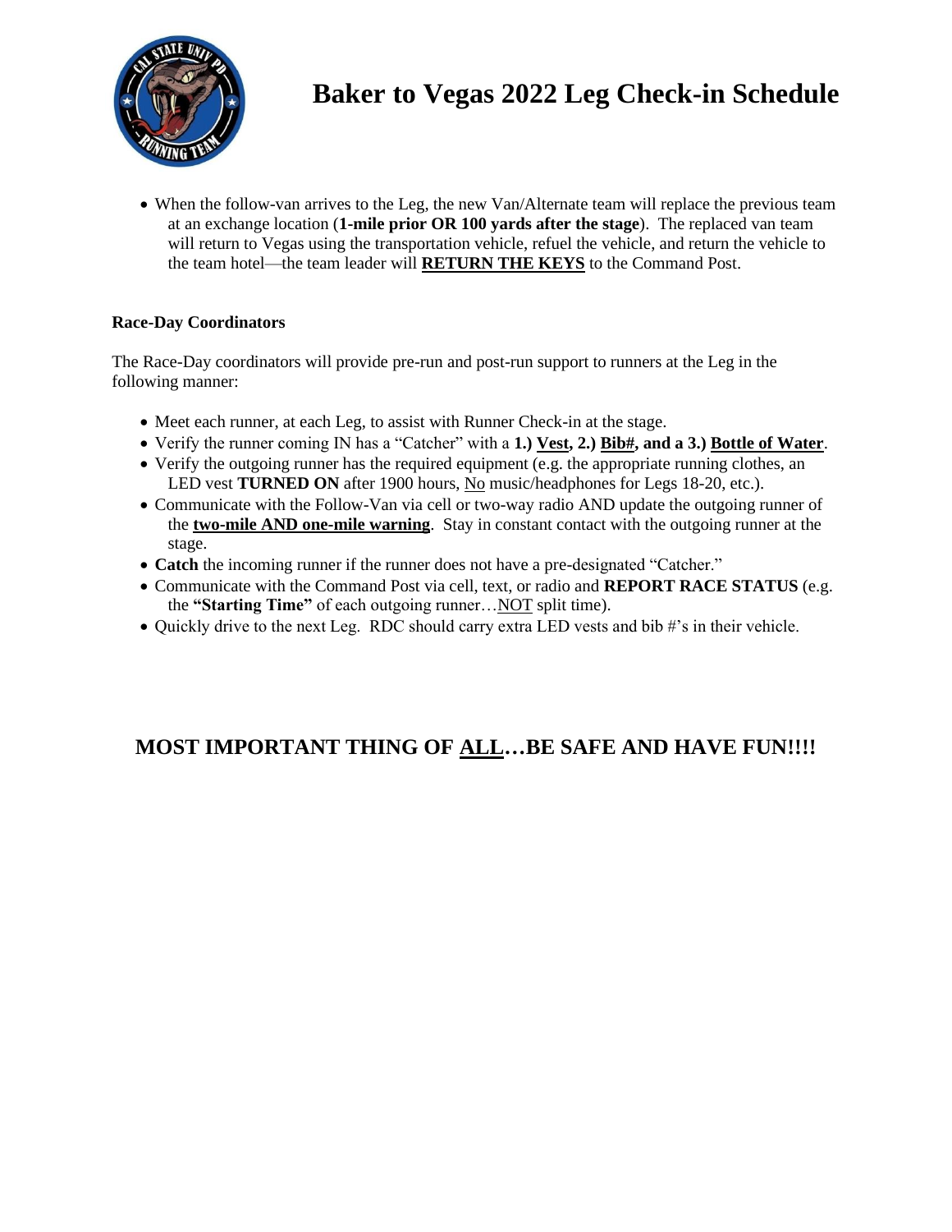# Baker to Vegas 2022 Leg Check-in Schedule

- When the follow-van arrives to the Leg, the new Van/Alternate team will replace the previous team at an exchange location (**1-mile prior OR 100 yards after the stage**). The replaced van team will return to Vegas using the transportation vehicle, refuel the vehicle, and return the vehicle to the team hotel—the team leader will **RETURN THE KEYS** to the Command Post.

**Race-Day Coordinators**

The Race-Day coordinators will provide pre-run and post-run support to runners at the Leg in the following manner:

- Meet each runner, at each Leg, to assist with Runner Check-in at the stage.
- Verify the runner coming IN has a "Catcher" with a **1.) Vest, 2.) Bib#, and a 3.) Bottle of Water**.
- Verify the outgoing runner has the required equipment (e.g. the appropriate running clothes, an LED vest **TURNED ON** after 1900 hours, No music/headphones for Legs 18-20, etc.).
- Communicate with the Follow-Van via cell or two-way radio AND update the outgoing runner of the **two-mile AND one-mile warning**. Stay in constant contact with the outgoing runner at the stage.
- **Catch** the incoming runner if the runner does not have a pre-designated "Catcher."
- Communicate with the Command Post via cell, text, or radio and **REPORT RACE STATUS** (e.g. the **"Starting Time"** of each outgoing runner…NOT split time).
- Quickly drive to the next Leg. RDC should carry extra LED vests and bib #'s in their vehicle.

## MOST IMPORTANT THING OF ALL…BE SAFE AND HAVE FUN!!!!